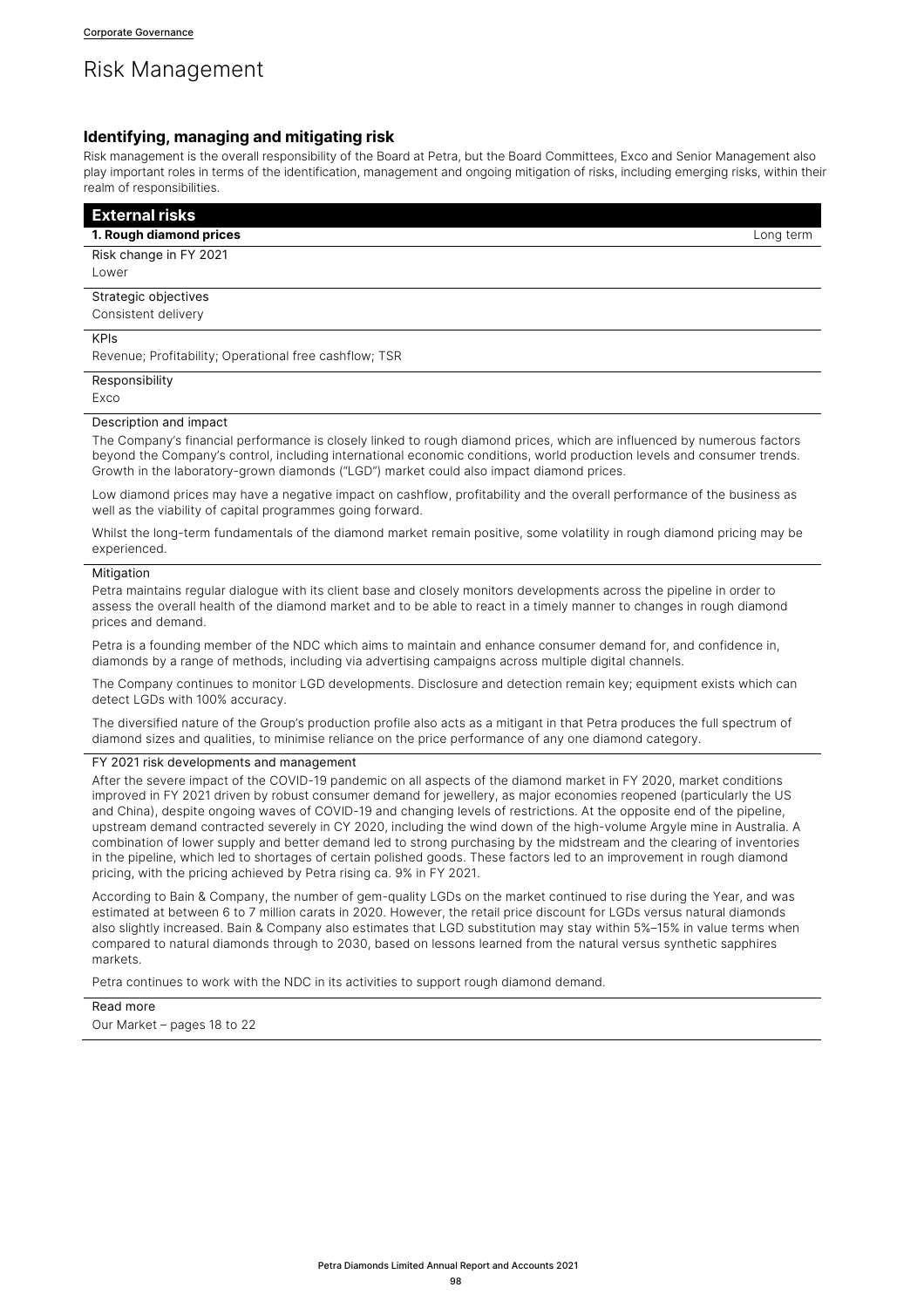Corporate Governance

# Risk Management

## Identifying, managing and mitigating risk

Risk management is the overall responsibility of the Board at Petra, but the Board Committees, Exco and Senior Management also play important roles in terms of the identification, management and ongoing mitigation of risks, including emerging risks, within their realm of responsibilities.

## External risks

### 1. Rough diamond prices

Long term

**Risk change in FY 2021**

Lower

**Strategic objectives**

Consistent delivery

**KPIs**

Revenue; Profitability; Operational free cashflow; TSR

**Responsibility**

Exco

**Description and impact**

The Company's financial performance is closely linked to rough diamond prices, which are influenced by numerous factors beyond the Company's control, including international economic conditions, world production levels and consumer trends. Growth in the laboratory-grown diamonds ("LGD") market could also impact diamond prices.

Low diamond prices may have a negative impact on cashflow, profitability and the overall performance of the business as well as the viability of capital programmes going forward.

Whilst the long-term fundamentals of the diamond market remain positive, some volatility in rough diamond pricing may be experienced.

**Mitigation**

Petra maintains regular dialogue with its client base and closely monitors developments across the pipeline in order to assess the overall health of the diamond market and to be able to react in a timely manner to changes in rough diamond prices and demand.

Petra is a founding member of the NDC which aims to maintain and enhance consumer demand for, and confidence in, diamonds by a range of methods, including via advertising campaigns across multiple digital channels.

The Company continues to monitor LGD developments. Disclosure and detection remain key; equipment exists which can detect LGDs with 100% accuracy.

The diversified nature of the Group's production profile also acts as a mitigant in that Petra produces the full spectrum of diamond sizes and qualities, to minimise reliance on the price performance of any one diamond category.

**FY 2021 risk developments and management**

After the severe impact of the COVID-19 pandemic on all aspects of the diamond market in FY 2020, market conditions improved in FY 2021 driven by robust consumer demand for jewellery, as major economies reopened (particularly the US and China), despite ongoing waves of COVID-19 and changing levels of restrictions. At the opposite end of the pipeline, upstream demand contracted severely in CY 2020, including the wind down of the high-volume Argyle mine in Australia. A combination of lower supply and better demand led to strong purchasing by the midstream and the clearing of inventories in the pipeline, which led to shortages of certain polished goods. These factors led to an improvement in rough diamond pricing, with the pricing achieved by Petra rising ca. 9% in FY 2021.

According to Bain & Company, the number of gem-quality LGDs on the market continued to rise during the Year, and was estimated at between 6 to 7 million carats in 2020. However, the retail price discount for LGDs versus natural diamonds also slightly increased. Bain & Company also estimates that LGD substitution may stay within 5%–15% in value terms when compared to natural diamonds through to 2030, based on lessons learned from the natural versus synthetic sapphires markets.

Petra continues to work with the NDC in its activities to support rough diamond demand.

**Read more**

Our Market – pages 18 to 22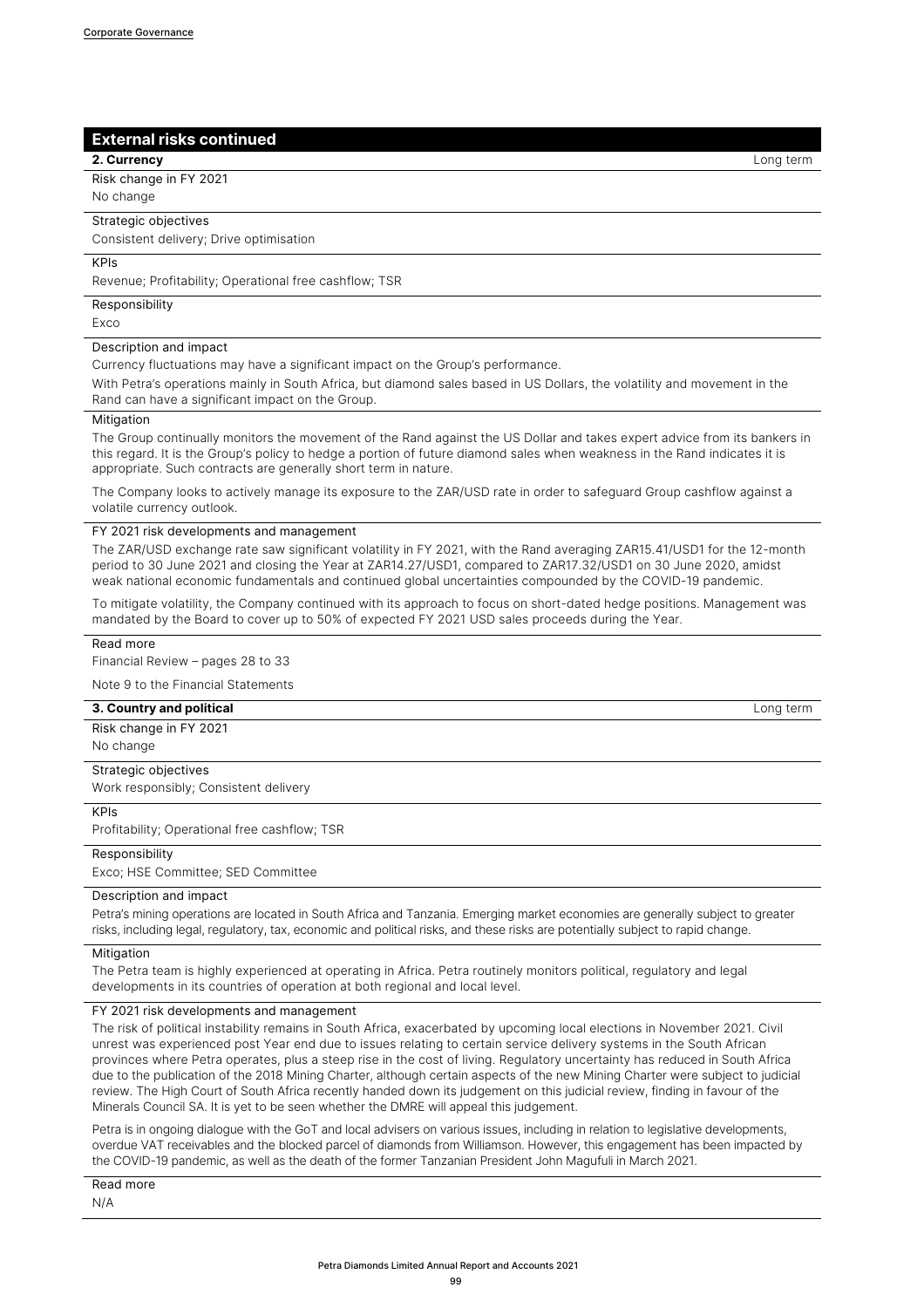## External risks continued

### 2. Currency

Long term

Risk change in FY 2021

No change

Strategic objectives

Consistent delivery; Drive optimisation

KPIs

Revenue; Profitability; Operational free cashflow; TSR

Responsibility

Exco

Description and impact

Currency fluctuations may have a significant impact on the Group's performance.

With Petra's operations mainly in South Africa, but diamond sales based in US Dollars, the volatility and movement in the Rand can have a significant impact on the Group.

Mitigation

The Group continually monitors the movement of the Rand against the US Dollar and takes expert advice from its bankers in this regard. It is the Group's policy to hedge a portion of future diamond sales when weakness in the Rand indicates it is appropriate. Such contracts are generally short term in nature.

The Company looks to actively manage its exposure to the ZAR/USD rate in order to safeguard Group cashflow against a volatile currency outlook.

FY 2021 risk developments and management

The ZAR/USD exchange rate saw significant volatility in FY 2021, with the Rand averaging ZAR15.41/USD1 for the 12-month period to 30 June 2021 and closing the Year at ZAR14.27/USD1, compared to ZAR17.32/USD1 on 30 June 2020, amidst weak national economic fundamentals and continued global uncertainties compounded by the COVID-19 pandemic.

To mitigate volatility, the Company continued with its approach to focus on short-dated hedge positions. Management was mandated by the Board to cover up to 50% of expected FY 2021 USD sales proceeds during the Year.

Read more

Financial Review – pages 28 to 33

Note 9 to the Financial Statements

### 3. Country and political

Long term

Risk change in FY 2021

No change

Strategic objectives

Work responsibly; Consistent delivery

KPIs

Profitability; Operational free cashflow; TSR

Responsibility

Exco; HSE Committee; SED Committee

Description and impact

Petra's mining operations are located in South Africa and Tanzania. Emerging market economies are generally subject to greater risks, including legal, regulatory, tax, economic and political risks, and these risks are potentially subject to rapid change.

Mitigation

The Petra team is highly experienced at operating in Africa. Petra routinely monitors political, regulatory and legal developments in its countries of operation at both regional and local level.

FY 2021 risk developments and management

The risk of political instability remains in South Africa, exacerbated by upcoming local elections in November 2021. Civil unrest was experienced post Year end due to issues relating to certain service delivery systems in the South African provinces where Petra operates, plus a steep rise in the cost of living. Regulatory uncertainty has reduced in South Africa due to the publication of the 2018 Mining Charter, although certain aspects of the new Mining Charter were subject to judicial review. The High Court of South Africa recently handed down its judgement on this judicial review, finding in favour of the Minerals Council SA. It is yet to be seen whether the DMRE will appeal this judgement.

Petra is in ongoing dialogue with the GoT and local advisers on various issues, including in relation to legislative developments, overdue VAT receivables and the blocked parcel of diamonds from Williamson. However, this engagement has been impacted by the COVID-19 pandemic, as well as the death of the former Tanzanian President John Magufuli in March 2021.

Read more

N/A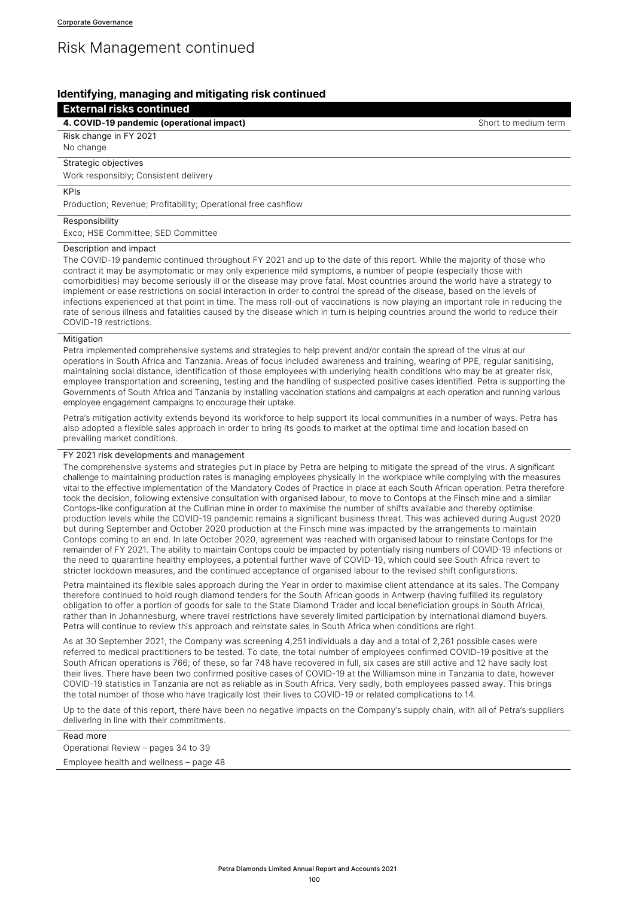# Risk Management continued

## Identifying, managing and mitigating risk continued

### External risks continued

**4. COVID-19 pandemic (operational impact)** Short to medium term

Risk change in FY 2021

No change

Strategic objectives

Work responsibly; Consistent delivery

KPIs

Production; Revenue; Profitability; Operational free cashflow

Responsibility

Exco; HSE Committee; SED Committee

Description and impact

The COVID-19 pandemic continued throughout FY 2021 and up to the date of this report. While the majority of those who contract it may be asymptomatic or may only experience mild symptoms, a number of people (especially those with comorbidities) may become seriously ill or the disease may prove fatal. Most countries around the world have a strategy to implement or ease restrictions on social interaction in order to control the spread of the disease, based on the levels of infections experienced at that point in time. The mass roll-out of vaccinations is now playing an important role in reducing the rate of serious illness and fatalities caused by the disease which in turn is helping countries around the world to reduce their COVID-19 restrictions.

Mitigation

Petra implemented comprehensive systems and strategies to help prevent and/or contain the spread of the virus at our operations in South Africa and Tanzania. Areas of focus included awareness and training, wearing of PPE, regular sanitising, maintaining social distance, identification of those employees with underlying health conditions who may be at greater risk, employee transportation and screening, testing and the handling of suspected positive cases identified. Petra is supporting the Governments of South Africa and Tanzania by installing vaccination stations and campaigns at each operation and running various employee engagement campaigns to encourage their uptake.

Petra's mitigation activity extends beyond its workforce to help support its local communities in a number of ways. Petra has also adopted a flexible sales approach in order to bring its goods to market at the optimal time and location based on prevailing market conditions.

FY 2021 risk developments and management

The comprehensive systems and strategies put in place by Petra are helping to mitigate the spread of the virus. A significant challenge to maintaining production rates is managing employees physically in the workplace while complying with the measures vital to the effective implementation of the Mandatory Codes of Practice in place at each South African operation. Petra therefore took the decision, following extensive consultation with organised labour, to move to Contops at the Finsch mine and a similar Contops-like configuration at the Cullinan mine in order to maximise the number of shifts available and thereby optimise production levels while the COVID-19 pandemic remains a significant business threat. This was achieved during August 2020 but during September and October 2020 production at the Finsch mine was impacted by the arrangements to maintain Contops coming to an end. In late October 2020, agreement was reached with organised labour to reinstate Contops for the remainder of FY 2021. The ability to maintain Contops could be impacted by potentially rising numbers of COVID-19 infections or the need to quarantine healthy employees, a potential further wave of COVID-19, which could see South Africa revert to stricter lockdown measures, and the continued acceptance of organised labour to the revised shift configurations.

Petra maintained its flexible sales approach during the Year in order to maximise client attendance at its sales. The Company therefore continued to hold rough diamond tenders for the South African goods in Antwerp (having fulfilled its regulatory obligation to offer a portion of goods for sale to the State Diamond Trader and local beneficiation groups in South Africa), rather than in Johannesburg, where travel restrictions have severely limited participation by international diamond buyers. Petra will continue to review this approach and reinstate sales in South Africa when conditions are right.

As at 30 September 2021, the Company was screening 4,251 individuals a day and a total of 2,261 possible cases were referred to medical practitioners to be tested. To date, the total number of employees confirmed COVID-19 positive at the South African operations is 766; of these, so far 748 have recovered in full, six cases are still active and 12 have sadly lost their lives. There have been two confirmed positive cases of COVID-19 at the Williamson mine in Tanzania to date, however COVID-19 statistics in Tanzania are not as reliable as in South Africa. Very sadly, both employees passed away. This brings the total number of those who have tragically lost their lives to COVID-19 or related complications to 14.

Up to the date of this report, there have been no negative impacts on the Company's supply chain, with all of Petra's suppliers delivering in line with their commitments.

Read more

Operational Review – pages 34 to 39

Employee health and wellness – page 48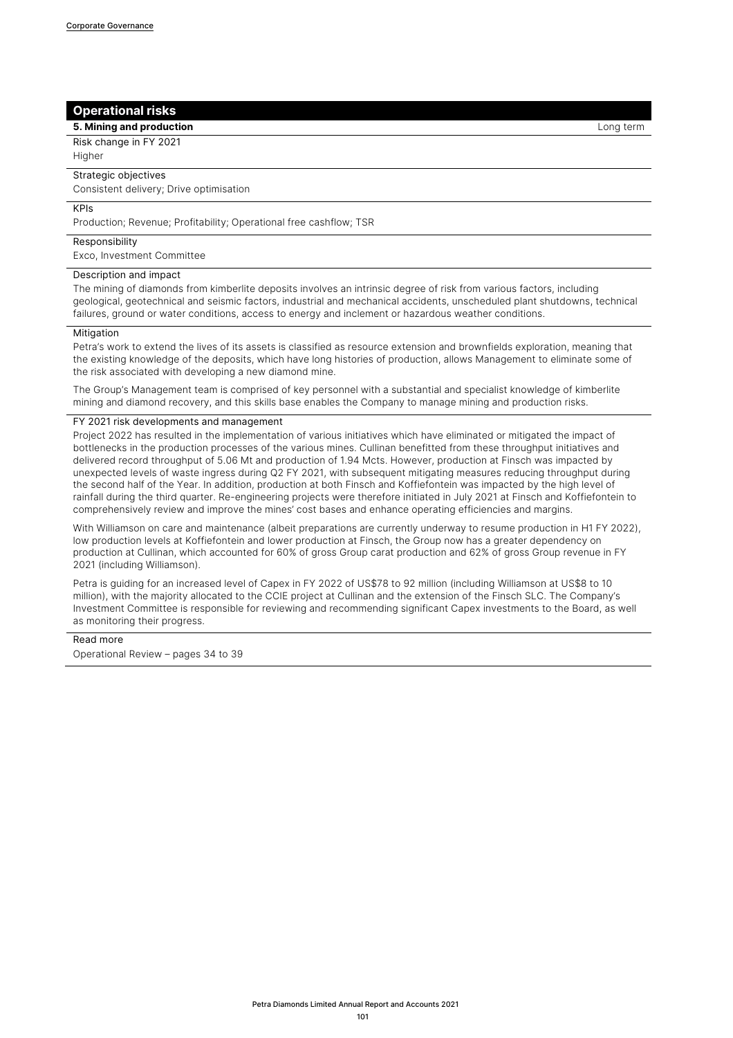## Operational risks

### 5. Mining and production

Long term

**Risk change in FY 2021**

Higher

**Strategic objectives**

Consistent delivery; Drive optimisation

**KPIs**

Production; Revenue; Profitability; Operational free cashflow; TSR

**Responsibility**

Exco, Investment Committee

**Description and impact**

The mining of diamonds from kimberlite deposits involves an intrinsic degree of risk from various factors, including geological, geotechnical and seismic factors, industrial and mechanical accidents, unscheduled plant shutdowns, technical failures, ground or water conditions, access to energy and inclement or hazardous weather conditions.

**Mitigation**

Petra's work to extend the lives of its assets is classified as resource extension and brownfields exploration, meaning that the existing knowledge of the deposits, which have long histories of production, allows Management to eliminate some of the risk associated with developing a new diamond mine.

The Group's Management team is comprised of key personnel with a substantial and specialist knowledge of kimberlite mining and diamond recovery, and this skills base enables the Company to manage mining and production risks.

**FY 2021 risk developments and management**

Project 2022 has resulted in the implementation of various initiatives which have eliminated or mitigated the impact of bottlenecks in the production processes of the various mines. Cullinan benefitted from these throughput initiatives and delivered record throughput of 5.06 Mt and production of 1.94 Mcts. However, production at Finsch was impacted by unexpected levels of waste ingress during Q2 FY 2021, with subsequent mitigating measures reducing throughput during the second half of the Year. In addition, production at both Finsch and Koffiefontein was impacted by the high level of rainfall during the third quarter. Re-engineering projects were therefore initiated in July 2021 at Finsch and Koffiefontein to comprehensively review and improve the mines' cost bases and enhance operating efficiencies and margins.

With Williamson on care and maintenance (albeit preparations are currently underway to resume production in H1 FY 2022), low production levels at Koffiefontein and lower production at Finsch, the Group now has a greater dependency on production at Cullinan, which accounted for 60% of gross Group carat production and 62% of gross Group revenue in FY 2021 (including Williamson).

Petra is guiding for an increased level of Capex in FY 2022 of US$78 to 92 million (including Williamson at US$8 to 10 million), with the majority allocated to the CCIE project at Cullinan and the extension of the Finsch SLC. The Company's Investment Committee is responsible for reviewing and recommending significant Capex investments to the Board, as well as monitoring their progress.

**Read more**

Operational Review – pages 34 to 39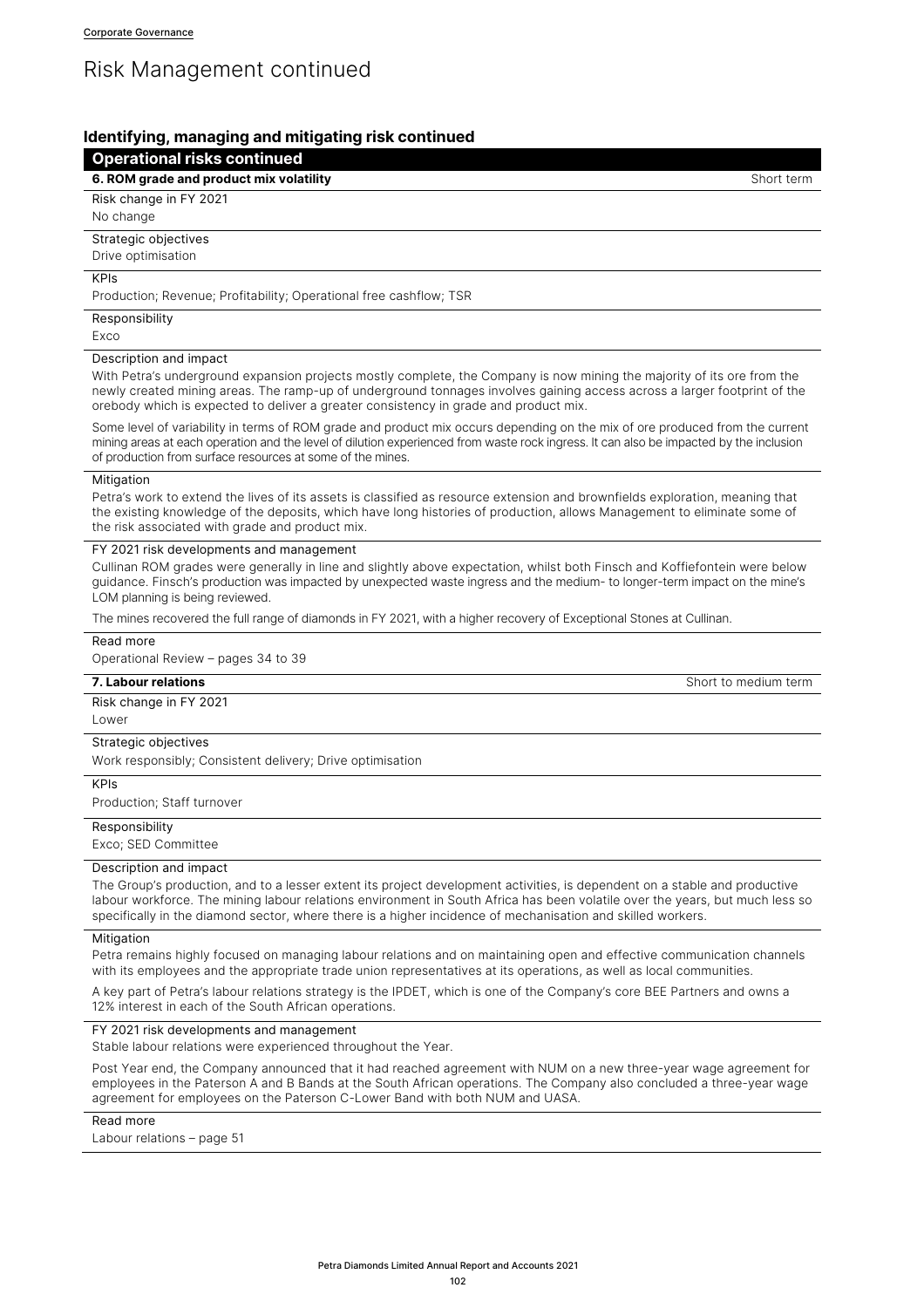# Risk Management continued

## Identifying, managing and mitigating risk continued

### Operational risks continued

**6. ROM grade and product mix volatility** — Short term

Risk change in FY 2021

No change

Strategic objectives

Drive optimisation

KPIs

Production; Revenue; Profitability; Operational free cashflow; TSR

Responsibility

Exco

Description and impact

With Petra's underground expansion projects mostly complete, the Company is now mining the majority of its ore from the newly created mining areas. The ramp-up of underground tonnages involves gaining access across a larger footprint of the orebody which is expected to deliver a greater consistency in grade and product mix.

Some level of variability in terms of ROM grade and product mix occurs depending on the mix of ore produced from the current mining areas at each operation and the level of dilution experienced from waste rock ingress. It can also be impacted by the inclusion of production from surface resources at some of the mines.

Mitigation

Petra's work to extend the lives of its assets is classified as resource extension and brownfields exploration, meaning that the existing knowledge of the deposits, which have long histories of production, allows Management to eliminate some of the risk associated with grade and product mix.

FY 2021 risk developments and management

Cullinan ROM grades were generally in line and slightly above expectation, whilst both Finsch and Koffiefontein were below guidance. Finsch's production was impacted by unexpected waste ingress and the medium- to longer-term impact on the mine's LOM planning is being reviewed.

The mines recovered the full range of diamonds in FY 2021, with a higher recovery of Exceptional Stones at Cullinan.

Read more

Operational Review – pages 34 to 39

**7. Labour relations** — Short to medium term

Risk change in FY 2021

Lower

Strategic objectives

Work responsibly; Consistent delivery; Drive optimisation

KPIs

Production; Staff turnover

Responsibility

Exco; SED Committee

Description and impact

The Group's production, and to a lesser extent its project development activities, is dependent on a stable and productive labour workforce. The mining labour relations environment in South Africa has been volatile over the years, but much less so specifically in the diamond sector, where there is a higher incidence of mechanisation and skilled workers.

Mitigation

Petra remains highly focused on managing labour relations and on maintaining open and effective communication channels with its employees and the appropriate trade union representatives at its operations, as well as local communities.

A key part of Petra's labour relations strategy is the IPDET, which is one of the Company's core BEE Partners and owns a 12% interest in each of the South African operations.

FY 2021 risk developments and management

Stable labour relations were experienced throughout the Year.

Post Year end, the Company announced that it had reached agreement with NUM on a new three-year wage agreement for employees in the Paterson A and B Bands at the South African operations. The Company also concluded a three-year wage agreement for employees on the Paterson C-Lower Band with both NUM and UASA.

Read more

Labour relations – page 51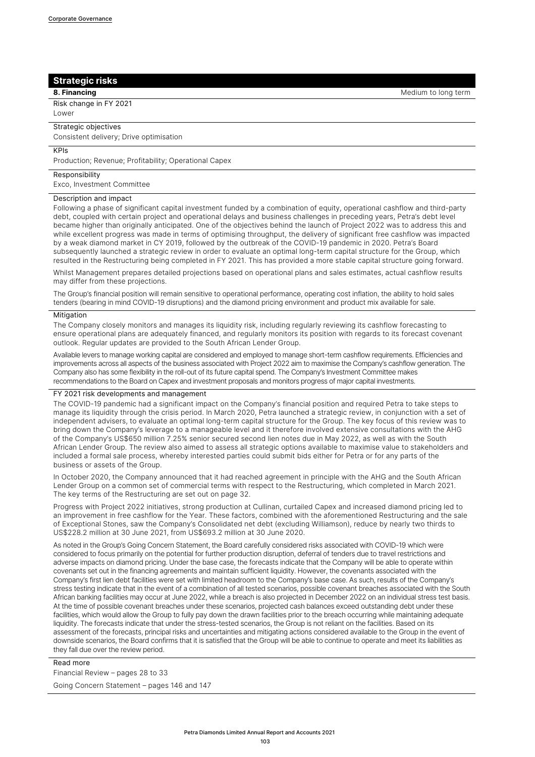## Strategic risks

**8. Financing** Medium to long term

Risk change in FY 2021

Lower

Strategic objectives

Consistent delivery; Drive optimisation

KPIs

Production; Revenue; Profitability; Operational Capex

Responsibility

Exco, Investment Committee

### Description and impact

Following a phase of significant capital investment funded by a combination of equity, operational cashflow and third-party debt, coupled with certain project and operational delays and business challenges in preceding years, Petra's debt level became higher than originally anticipated. One of the objectives behind the launch of Project 2022 was to address this and while excellent progress was made in terms of optimising throughput, the delivery of significant free cashflow was impacted by a weak diamond market in CY 2019, followed by the outbreak of the COVID-19 pandemic in 2020. Petra's Board subsequently launched a strategic review in order to evaluate an optimal long-term capital structure for the Group, which resulted in the Restructuring being completed in FY 2021. This has provided a more stable capital structure going forward.

Whilst Management prepares detailed projections based on operational plans and sales estimates, actual cashflow results may differ from these projections.

The Group's financial position will remain sensitive to operational performance, operating cost inflation, the ability to hold sales tenders (bearing in mind COVID-19 disruptions) and the diamond pricing environment and product mix available for sale.

### Mitigation

The Company closely monitors and manages its liquidity risk, including regularly reviewing its cashflow forecasting to ensure operational plans are adequately financed, and regularly monitors its position with regards to its forecast covenant outlook. Regular updates are provided to the South African Lender Group.

Available levers to manage working capital are considered and employed to manage short-term cashflow requirements. Efficiencies and improvements across all aspects of the business associated with Project 2022 aim to maximise the Company's cashflow generation. The Company also has some flexibility in the roll-out of its future capital spend. The Company's Investment Committee makes recommendations to the Board on Capex and investment proposals and monitors progress of major capital investments.

### FY 2021 risk developments and management

The COVID-19 pandemic had a significant impact on the Company's financial position and required Petra to take steps to manage its liquidity through the crisis period. In March 2020, Petra launched a strategic review, in conjunction with a set of independent advisers, to evaluate an optimal long-term capital structure for the Group. The key focus of this review was to bring down the Company's leverage to a manageable level and it therefore involved extensive consultations with the AHG of the Company's US$650 million 7.25% senior secured second lien notes due in May 2022, as well as with the South African Lender Group. The review also aimed to assess all strategic options available to maximise value to stakeholders and included a formal sale process, whereby interested parties could submit bids either for Petra or for any parts of the business or assets of the Group.

In October 2020, the Company announced that it had reached agreement in principle with the AHG and the South African Lender Group on a common set of commercial terms with respect to the Restructuring, which completed in March 2021. The key terms of the Restructuring are set out on page 32.

Progress with Project 2022 initiatives, strong production at Cullinan, curtailed Capex and increased diamond pricing led to an improvement in free cashflow for the Year. These factors, combined with the aforementioned Restructuring and the sale of Exceptional Stones, saw the Company's Consolidated net debt (excluding Williamson), reduce by nearly two thirds to US$228.2 million at 30 June 2021, from US$693.2 million at 30 June 2020.

As noted in the Group's Going Concern Statement, the Board carefully considered risks associated with COVID-19 which were considered to focus primarily on the potential for further production disruption, deferral of tenders due to travel restrictions and adverse impacts on diamond pricing. Under the base case, the forecasts indicate that the Company will be able to operate within covenants set out in the financing agreements and maintain sufficient liquidity. However, the covenants associated with the Company's first lien debt facilities were set with limited headroom to the Company's base case. As such, results of the Company's stress testing indicate that in the event of a combination of all tested scenarios, possible covenant breaches associated with the South African banking facilities may occur at June 2022, while a breach is also projected in December 2022 on an individual stress test basis. At the time of possible covenant breaches under these scenarios, projected cash balances exceed outstanding debt under these facilities, which would allow the Group to fully pay down the drawn facilities prior to the breach occurring while maintaining adequate liquidity. The forecasts indicate that under the stress-tested scenarios, the Group is not reliant on the facilities. Based on its assessment of the forecasts, principal risks and uncertainties and mitigating actions considered available to the Group in the event of downside scenarios, the Board confirms that it is satisfied that the Group will be able to continue to operate and meet its liabilities as they fall due over the review period.

### Read more

Financial Review – pages 28 to 33

Going Concern Statement – pages 146 and 147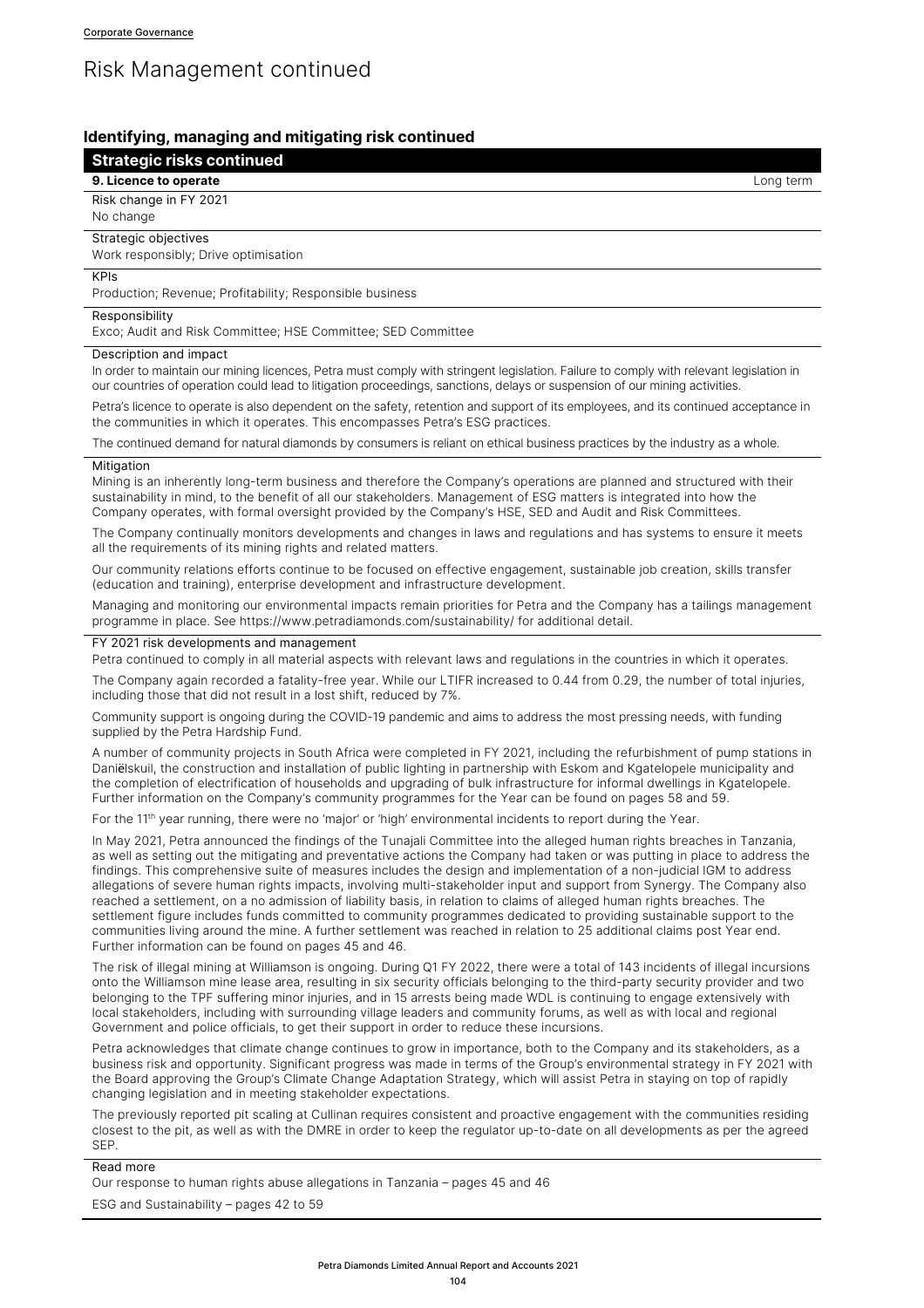Corporate Governance

# Risk Management continued

## Identifying, managing and mitigating risk continued

### Strategic risks continued

**9. Licence to operate** Long term

Risk change in FY 2021

No change

Strategic objectives

Work responsibly; Drive optimisation

KPIs

Production; Revenue; Profitability; Responsible business

Responsibility

Exco; Audit and Risk Committee; HSE Committee; SED Committee

Description and impact

In order to maintain our mining licences, Petra must comply with stringent legislation. Failure to comply with relevant legislation in our countries of operation could lead to litigation proceedings, sanctions, delays or suspension of our mining activities.

Petra's licence to operate is also dependent on the safety, retention and support of its employees, and its continued acceptance in the communities in which it operates. This encompasses Petra's ESG practices.

The continued demand for natural diamonds by consumers is reliant on ethical business practices by the industry as a whole.

Mitigation

Mining is an inherently long-term business and therefore the Company's operations are planned and structured with their sustainability in mind, to the benefit of all our stakeholders. Management of ESG matters is integrated into how the Company operates, with formal oversight provided by the Company's HSE, SED and Audit and Risk Committees.

The Company continually monitors developments and changes in laws and regulations and has systems to ensure it meets all the requirements of its mining rights and related matters.

Our community relations efforts continue to be focused on effective engagement, sustainable job creation, skills transfer (education and training), enterprise development and infrastructure development.

Managing and monitoring our environmental impacts remain priorities for Petra and the Company has a tailings management programme in place. See https://www.petradiamonds.com/sustainability/ for additional detail.

FY 2021 risk developments and management

Petra continued to comply in all material aspects with relevant laws and regulations in the countries in which it operates.

The Company again recorded a fatality-free year. While our LTIFR increased to 0.44 from 0.29, the number of total injuries, including those that did not result in a lost shift, reduced by 7%.

Community support is ongoing during the COVID-19 pandemic and aims to address the most pressing needs, with funding supplied by the Petra Hardship Fund.

A number of community projects in South Africa were completed in FY 2021, including the refurbishment of pump stations in Daniëlskuil, the construction and installation of public lighting in partnership with Eskom and Kgatelopele municipality and the completion of electrification of households and upgrading of bulk infrastructure for informal dwellings in Kgatelopele. Further information on the Company's community programmes for the Year can be found on pages 58 and 59.

For the 11th year running, there were no 'major' or 'high' environmental incidents to report during the Year.

In May 2021, Petra announced the findings of the Tunajali Committee into the alleged human rights breaches in Tanzania, as well as setting out the mitigating and preventative actions the Company had taken or was putting in place to address the findings. This comprehensive suite of measures includes the design and implementation of a non-judicial IGM to address allegations of severe human rights impacts, involving multi-stakeholder input and support from Synergy. The Company also reached a settlement, on a no admission of liability basis, in relation to claims of alleged human rights breaches. The settlement figure includes funds committed to community programmes dedicated to providing sustainable support to the communities living around the mine. A further settlement was reached in relation to 25 additional claims post Year end. Further information can be found on pages 45 and 46.

The risk of illegal mining at Williamson is ongoing. During Q1 FY 2022, there were a total of 143 incidents of illegal incursions onto the Williamson mine lease area, resulting in six security officials belonging to the third-party security provider and two belonging to the TPF suffering minor injuries, and in 15 arrests being made WDL is continuing to engage extensively with local stakeholders, including with surrounding village leaders and community forums, as well as with local and regional Government and police officials, to get their support in order to reduce these incursions.

Petra acknowledges that climate change continues to grow in importance, both to the Company and its stakeholders, as a business risk and opportunity. Significant progress was made in terms of the Group's environmental strategy in FY 2021 with the Board approving the Group's Climate Change Adaptation Strategy, which will assist Petra in staying on top of rapidly changing legislation and in meeting stakeholder expectations.

The previously reported pit scaling at Cullinan requires consistent and proactive engagement with the communities residing closest to the pit, as well as with the DMRE in order to keep the regulator up-to-date on all developments as per the agreed SEP.

Read more

Our response to human rights abuse allegations in Tanzania – pages 45 and 46

ESG and Sustainability – pages 42 to 59